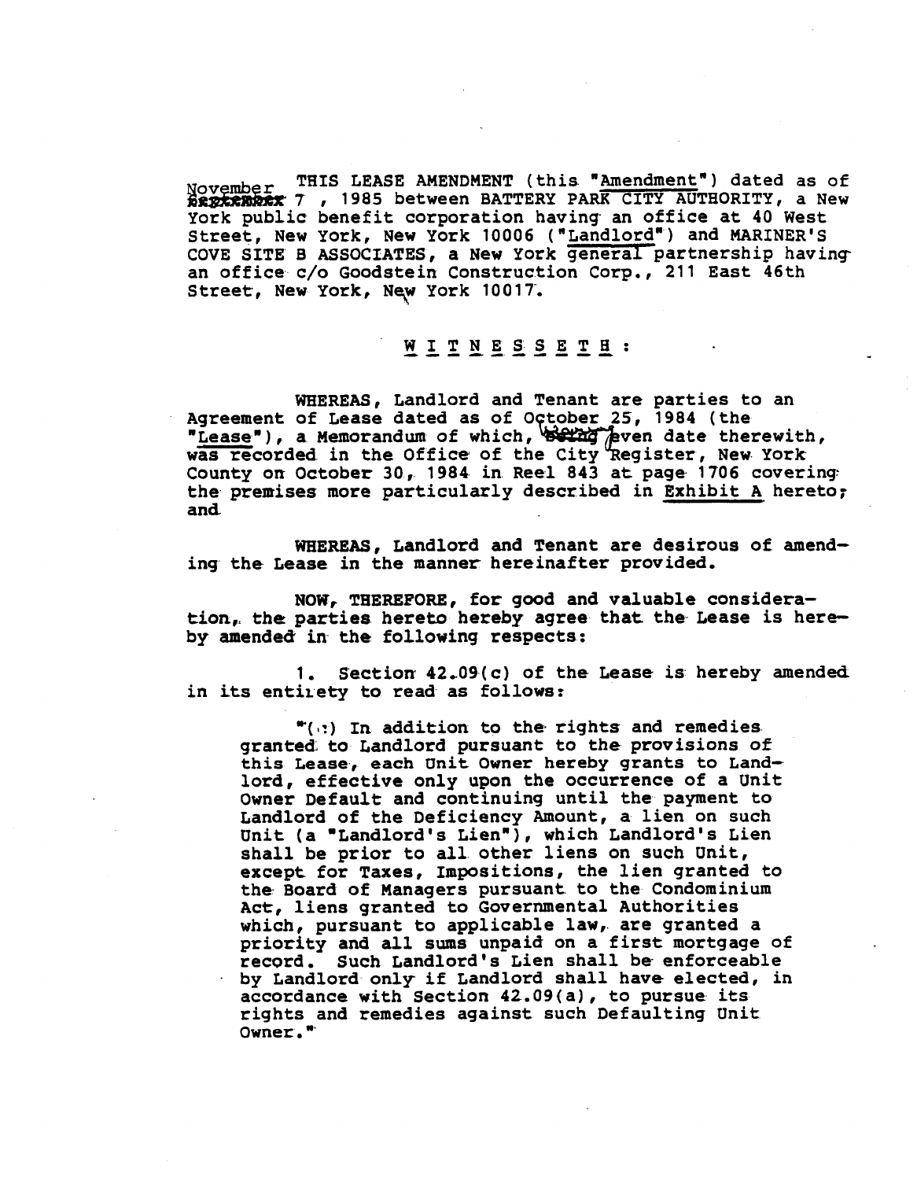November 7, 1985 THIS LEASE AMENDMENT (this "Amendment") dated as of November 7, 1985 between BATTERY PARK CITY AUTHORITY, a New York public benefit corporation having an office at 40 West Street, New York, New York 10006 ("Landlord") and MARINER'S COVE SITE B ASSOCIATES, a New York general partnership having an office c/o Goodstein Construction Corp., 211 East 46th Street, New York, New York 10017.

W I T N E S S E T H :

WHEREAS, Landlord and Tenant are parties to an Agreement of Lease dated as of October 25, 1984 (the "Lease"), a Memorandum of which, bearing even date therewith, was recorded in the Office of the City Register, New York County on October 30, 1984 in Reel 843 at page 1706 covering the premises more particularly described in Exhibit A hereto; and

WHEREAS, Landlord and Tenant are desirous of amending the Lease in the manner hereinafter provided.

NOW, THEREFORE, for good and valuable consideration, the parties hereto hereby agree that the Lease is hereby amended in the following respects:

1. Section 42.09(c) of the Lease is hereby amended in its entirety to read as follows:

> "(c) In addition to the rights and remedies granted to Landlord pursuant to the provisions of this Lease, each Unit Owner hereby grants to Landlord, effective only upon the occurrence of a Unit Owner Default and continuing until the payment to Landlord of the Deficiency Amount, a lien on such Unit (a "Landlord's Lien"), which Landlord's Lien shall be prior to all other liens on such Unit, except for Taxes, Impositions, the lien granted to the Board of Managers pursuant to the Condominium Act, liens granted to Governmental Authorities which, pursuant to applicable law, are granted a priority and all sums unpaid on a first mortgage of record. Such Landlord's Lien shall be enforceable by Landlord only if Landlord shall have elected, in accordance with Section 42.09(a), to pursue its rights and remedies against such Defaulting Unit Owner."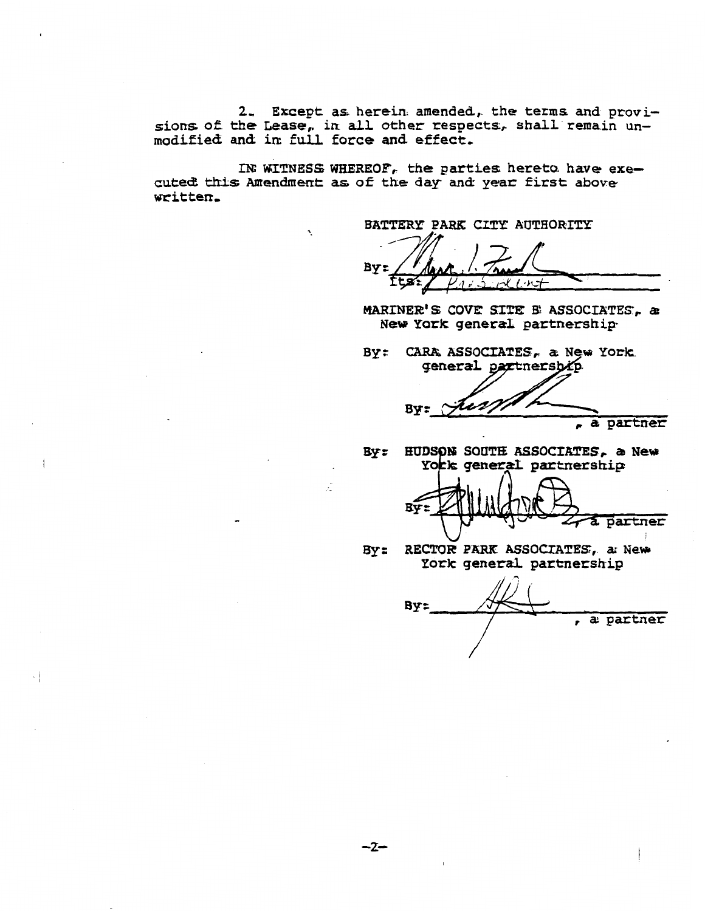2. Except as herein amended, the terms and provisions of the Lease, in all other respects, shall remain unmodified and in full force and effect.

IN WITNESS WHEREOF, the parties hereto have executed this Amendment as of the day and year first above written.

BATTERY PARK CITY AUTHORITY

By: ______________________
Its: President

MARINER'S COVE SITE B ASSOCIATES, a New York general partnership

By: CARA ASSOCIATES, a New York general partnership

By: ______________________, a partner

By: HUDSON SOUTH ASSOCIATES, a New York general partnership

By: ______________________, a partner

By: RECTOR PARK ASSOCIATES, a New York general partnership

By: ______________________, a partner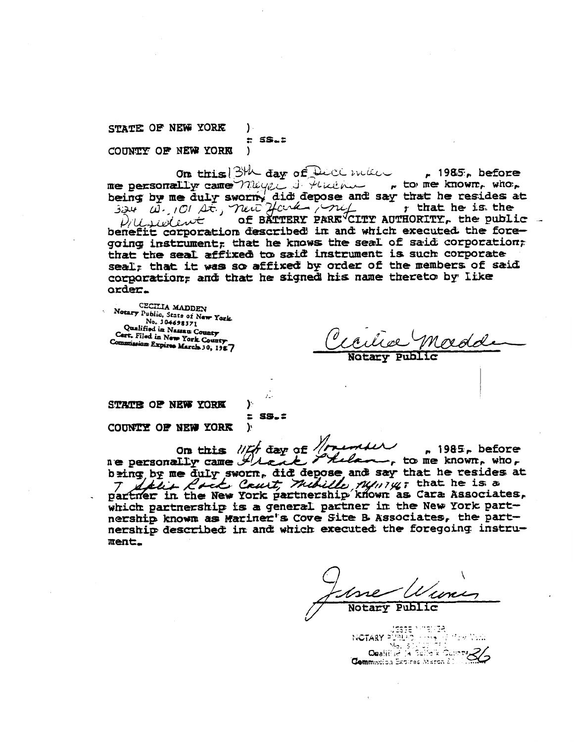STATE OF NEW YORK )
: ss.:
COUNTY OF NEW YORK )

On this 13th day of December, 1985, before me personally came Meyer S. Frucher, to me known, who, being by me duly sworn, did depose and say that he resides at 324 W. 101 St., New York, NY; that he is the President of BATTERY PARK CITY AUTHORITY, the public benefit corporation described in and which executed the foregoing instrument; that he knows the seal of said corporation; that the seal affixed to said instrument is such corporate seal; that it was so affixed by order of the members of said corporation; and that he signed his name thereto by like order.

CECILIA MADDEN
Notary Public, State of New York
No. 30-4698371
Qualified in Nassau County
Cert. Filed in New York County
Commission Expires March 30, 1987

Cecilia Madden
Notary Public

STATE OF NEW YORK )
: ss.:
COUNTY OF NEW YORK )

On this 11th day of November, 1985, before me personally came Frank Phelan, to me known, who, being by me duly sworn, did depose and say that he resides at 7 Split Rock Court, Melville, NY 11746; that he is a partner in the New York partnership known as Cara Associates, which partnership is a general partner in the New York partnership known as Mariner's Cove Site B Associates, the partnership described in and which executed the foregoing instrument.

Jesse Wiener
Notary Public

JESSE WIENER
NOTARY PUBLIC, State of New York
No. ...
Qualified in Suffolk County
Commission Expires March ...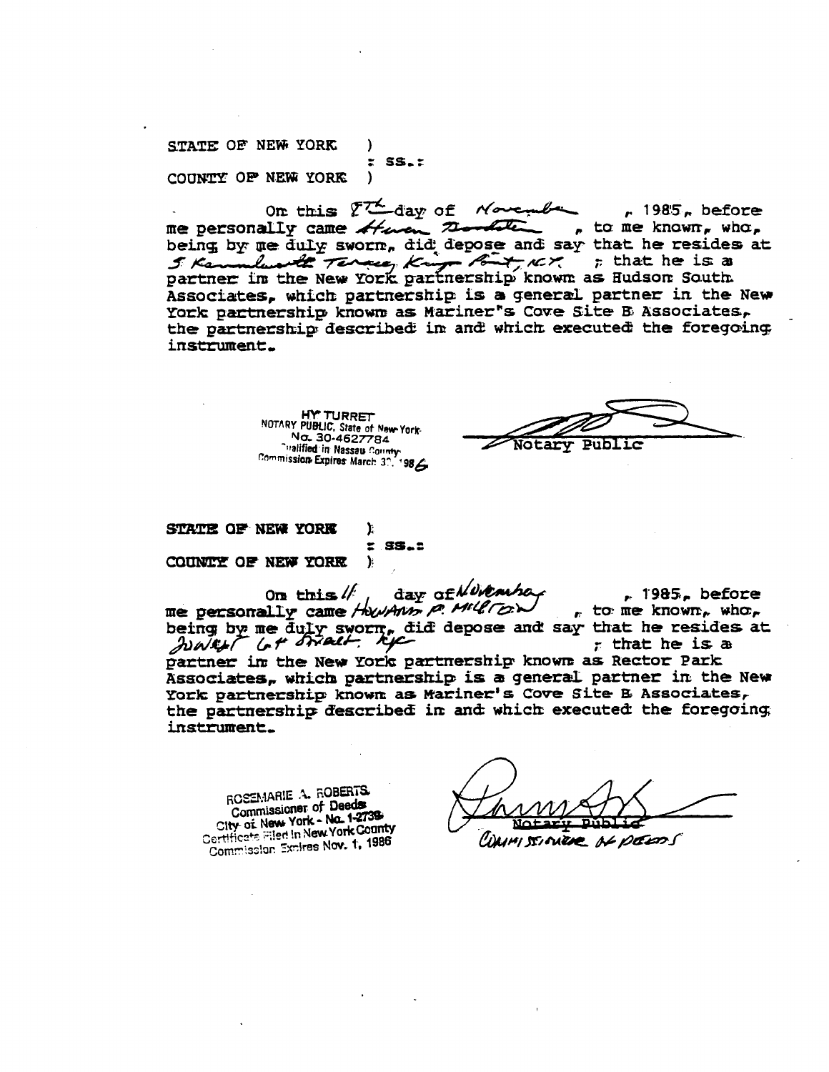STATE OF NEW YORK )
: ss.:
COUNTY OF NEW YORK )

On this 5th day of November, 1985, before me personally came Herman Bradstein, to me known, who, being by me duly sworn, did depose and say that he resides at 5 Kennilworth Terrace, Kings Point, N.Y.; that he is a partner in the New York partnership known as Hudson South Associates, which partnership is a general partner in the New York partnership known as Mariner's Cove Site B Associates, the partnership described in and which executed the foregoing instrument.

HY TURRET
NOTARY PUBLIC, State of New York
No. 30-4627784
Qualified in Nassau County
Commission Expires March 30, 1986

Notary Public

STATE OF NEW YORK )
: ss.:
COUNTY OF NEW YORK )

On this 11 day of November, 1985, before me personally came Howard P. Milstein, to me known, who, being by me duly sworn, did depose and say that he resides at Sunset Lot Street, NYC; that he is a partner in the New York partnership known as Rector Park Associates, which partnership is a general partner in the New York partnership known as Mariner's Cove Site B Associates, the partnership described in and which executed the foregoing instrument.

ROSEMARIE A. ROBERTS
Commissioner of Deeds
City of New York - No. 1-2739
Certificate Filed in New York County
Commission Expires Nov. 1, 1986

Notary Public
Commissioner of Deeds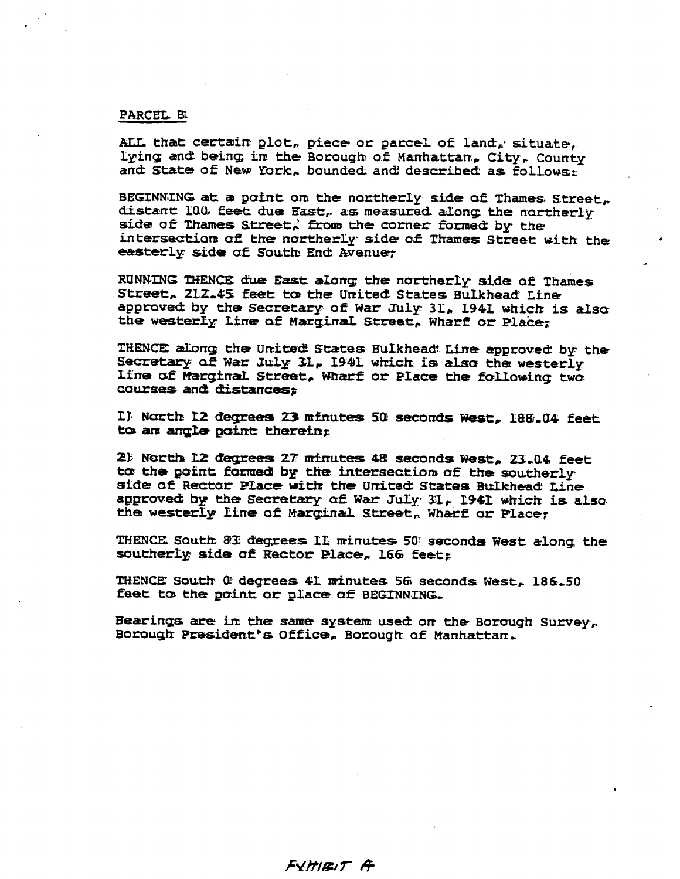PARCEL B

ALL that certain plot, piece or parcel of land, situate, lying and being in the Borough of Manhattan, City, County and State of New York, bounded and described as follows:

BEGINNING at a point on the northerly side of Thames Street, distant 100 feet due East, as measured along the northerly side of Thames Street, from the corner formed by the intersection of the northerly side of Thames Street with the easterly side of South End Avenue;

RUNNING THENCE due East along the northerly side of Thames Street, 212.45 feet to the United States Bulkhead Line approved by the Secretary of War July 31, 1941 which is also the westerly line of Marginal Street, Wharf or Place;

THENCE along the United States Bulkhead Line approved by the Secretary of War July 31, 1941 which is also the westerly line of Marginal Street, Wharf or Place the following two courses and distances;

1) North 12 degrees 23 minutes 50 seconds West, 188.04 feet to an angle point therein;

2) North 12 degrees 27 minutes 48 seconds West, 23.04 feet to the point formed by the intersection of the southerly side of Rector Place with the United States Bulkhead Line approved by the Secretary of War July 31, 1941 which is also the westerly line of Marginal Street, Wharf or Place;

THENCE South 83 degrees 11 minutes 50 seconds West along the southerly side of Rector Place, 166 feet;

THENCE South 0 degrees 41 minutes 56 seconds West, 186.50 feet to the point or place of BEGINNING.

Bearings are in the same system used on the Borough Survey, Borough President's Office, Borough of Manhattan.

EXHIBIT A